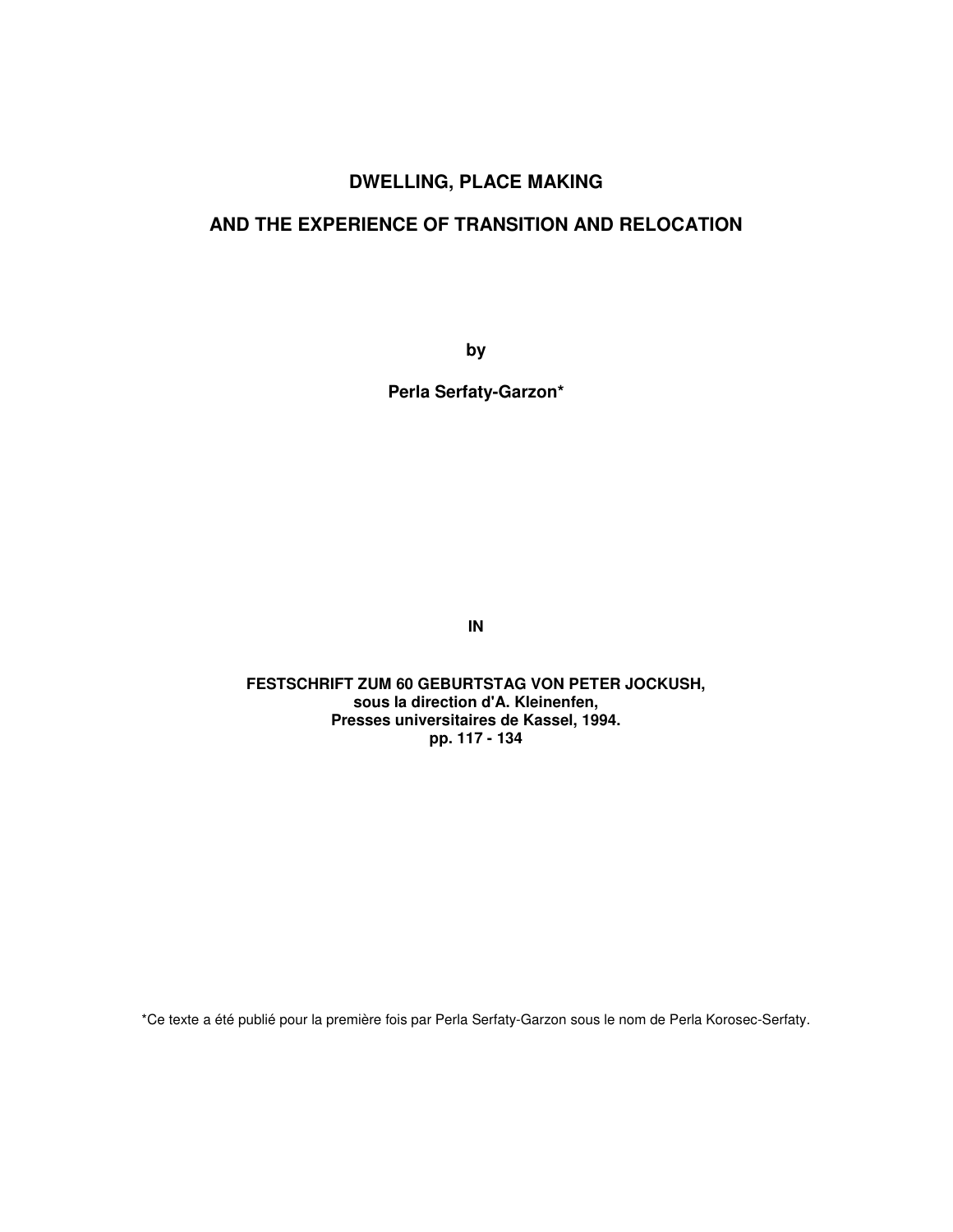# DWELLING, PLACE MAKING

# AND THE EXPERIENCE OF TRANSITION AND RELOCATION

**by**

**Perla Serfaty-Garzon***

**IN**

**FESTSCHRIFT ZUM 60 GEBURTSTAG VON PETER JOCKUSH,**
**sous la direction d'A. Kleinenfen,**
**Presses universitaires de Kassel, 1994.**
**pp. 117 - 134**

*Ce texte a été publié pour la première fois par Perla Serfaty-Garzon sous le nom de Perla Korosec-Serfaty.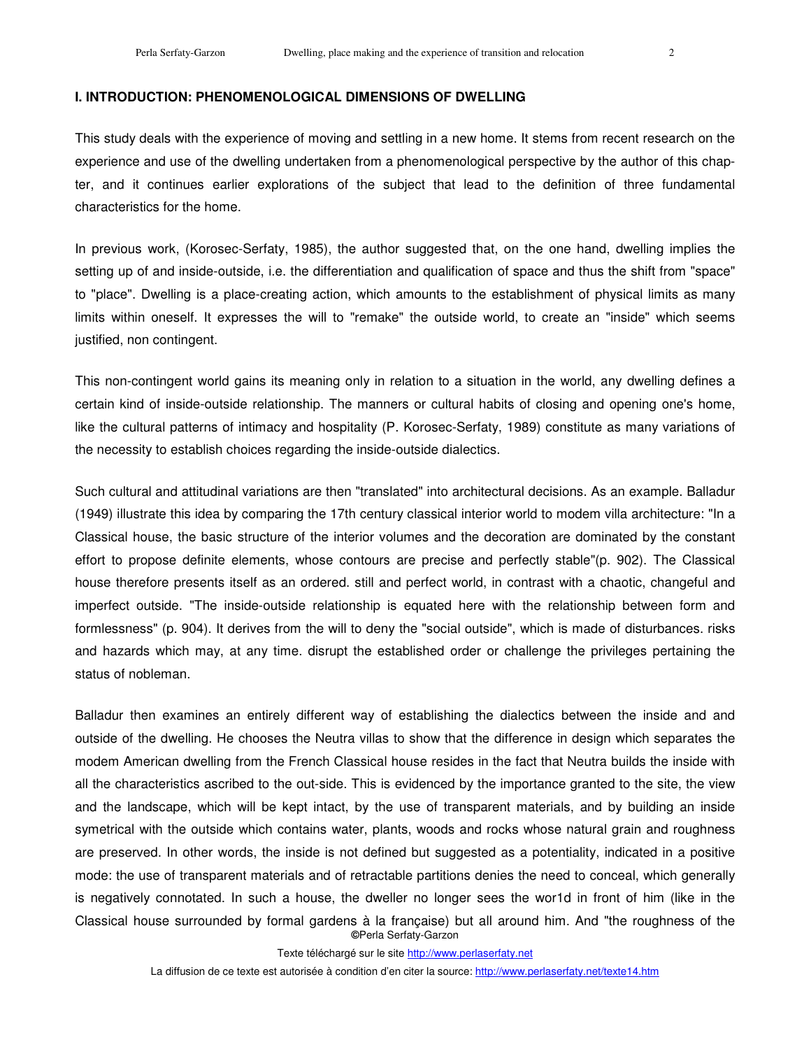## I. INTRODUCTION: PHENOMENOLOGICAL DIMENSIONS OF DWELLING

This study deals with the experience of moving and settling in a new home. It stems from recent research on the experience and use of the dwelling undertaken from a phenomenological perspective by the author of this chapter, and it continues earlier explorations of the subject that lead to the definition of three fundamental characteristics for the home.

In previous work, (Korosec-Serfaty, 1985), the author suggested that, on the one hand, dwelling implies the setting up of and inside-outside, i.e. the differentiation and qualification of space and thus the shift from "space" to "place". Dwelling is a place-creating action, which amounts to the establishment of physical limits as many limits within oneself. It expresses the will to "remake" the outside world, to create an "inside" which seems justified, non contingent.

This non-contingent world gains its meaning only in relation to a situation in the world, any dwelling defines a certain kind of inside-outside relationship. The manners or cultural habits of closing and opening one's home, like the cultural patterns of intimacy and hospitality (P. Korosec-Serfaty, 1989) constitute as many variations of the necessity to establish choices regarding the inside-outside dialectics.

Such cultural and attitudinal variations are then "translated" into architectural decisions. As an example. Balladur (1949) illustrate this idea by comparing the 17th century classical interior world to modem villa architecture: "In a Classical house, the basic structure of the interior volumes and the decoration are dominated by the constant effort to propose definite elements, whose contours are precise and perfectly stable"(p. 902). The Classical house therefore presents itself as an ordered. still and perfect world, in contrast with a chaotic, changeful and imperfect outside. "The inside-outside relationship is equated here with the relationship between form and formlessness" (p. 904). It derives from the will to deny the "social outside", which is made of disturbances. risks and hazards which may, at any time. disrupt the established order or challenge the privileges pertaining the status of nobleman.

Balladur then examines an entirely different way of establishing the dialectics between the inside and and outside of the dwelling. He chooses the Neutra villas to show that the difference in design which separates the modem American dwelling from the French Classical house resides in the fact that Neutra builds the inside with all the characteristics ascribed to the out-side. This is evidenced by the importance granted to the site, the view and the landscape, which will be kept intact, by the use of transparent materials, and by building an inside symetrical with the outside which contains water, plants, woods and rocks whose natural grain and roughness are preserved. In other words, the inside is not defined but suggested as a potentiality, indicated in a positive mode: the use of transparent materials and of retractable partitions denies the need to conceal, which generally is negatively connotated. In such a house, the dweller no longer sees the wor1d in front of him (like in the Classical house surrounded by formal gardens à la française) but all around him. And "the roughness of the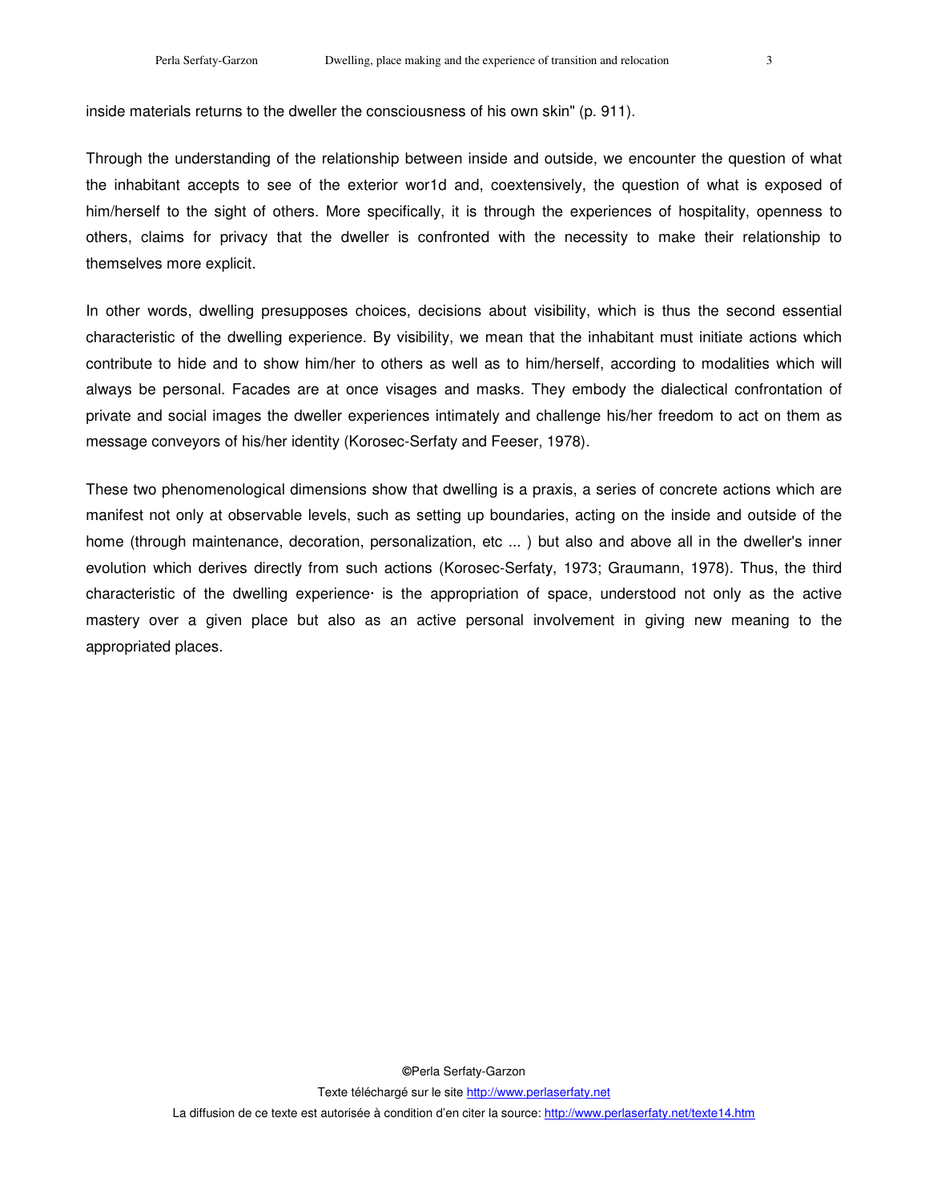inside materials returns to the dweller the consciousness of his own skin" (p. 911).

Through the understanding of the relationship between inside and outside, we encounter the question of what the inhabitant accepts to see of the exterior wor1d and, coextensively, the question of what is exposed of him/herself to the sight of others. More specifically, it is through the experiences of hospitality, openness to others, claims for privacy that the dweller is confronted with the necessity to make their relationship to themselves more explicit.

In other words, dwelling presupposes choices, decisions about visibility, which is thus the second essential characteristic of the dwelling experience. By visibility, we mean that the inhabitant must initiate actions which contribute to hide and to show him/her to others as well as to him/herself, according to modalities which will always be personal. Facades are at once visages and masks. They embody the dialectical confrontation of private and social images the dweller experiences intimately and challenge his/her freedom to act on them as message conveyors of his/her identity (Korosec-Serfaty and Feeser, 1978).

These two phenomenological dimensions show that dwelling is a praxis, a series of concrete actions which are manifest not only at observable levels, such as setting up boundaries, acting on the inside and outside of the home (through maintenance, decoration, personalization, etc ... ) but also and above all in the dweller's inner evolution which derives directly from such actions (Korosec-Serfaty, 1973; Graumann, 1978). Thus, the third characteristic of the dwelling experience· is the appropriation of space, understood not only as the active mastery over a given place but also as an active personal involvement in giving new meaning to the appropriated places.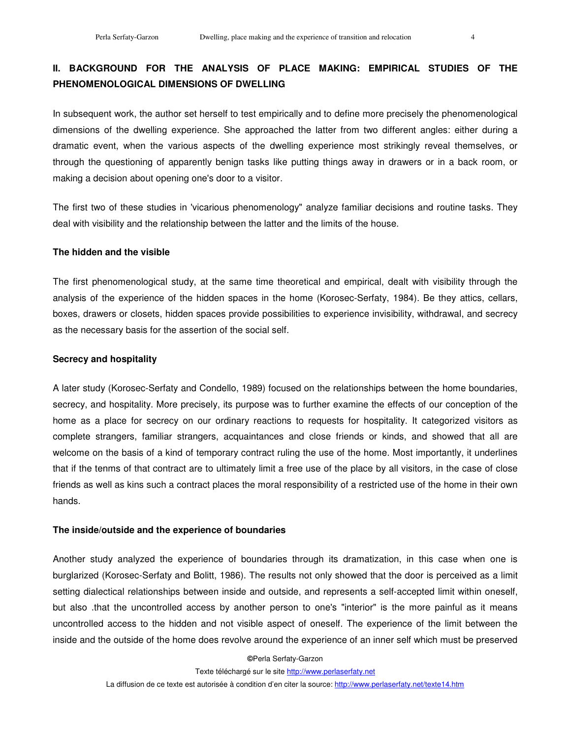## II. BACKGROUND FOR THE ANALYSIS OF PLACE MAKING: EMPIRICAL STUDIES OF THE PHENOMENOLOGICAL DIMENSIONS OF DWELLING

In subsequent work, the author set herself to test empirically and to define more precisely the phenomenological dimensions of the dwelling experience. She approached the latter from two different angles: either during a dramatic event, when the various aspects of the dwelling experience most strikingly reveal themselves, or through the questioning of apparently benign tasks like putting things away in drawers or in a back room, or making a decision about opening one's door to a visitor.

The first two of these studies in 'vicarious phenomenology" analyze familiar decisions and routine tasks. They deal with visibility and the relationship between the latter and the limits of the house.

### The hidden and the visible

The first phenomenological study, at the same time theoretical and empirical, dealt with visibility through the analysis of the experience of the hidden spaces in the home (Korosec-Serfaty, 1984). Be they attics, cellars, boxes, drawers or closets, hidden spaces provide possibilities to experience invisibility, withdrawal, and secrecy as the necessary basis for the assertion of the social self.

### Secrecy and hospitality

A later study (Korosec-Serfaty and Condello, 1989) focused on the relationships between the home boundaries, secrecy, and hospitality. More precisely, its purpose was to further examine the effects of our conception of the home as a place for secrecy on our ordinary reactions to requests for hospitality. It categorized visitors as complete strangers, familiar strangers, acquaintances and close friends or kinds, and showed that all are welcome on the basis of a kind of temporary contract ruling the use of the home. Most importantly, it underlines that if the tenms of that contract are to ultimately limit a free use of the place by all visitors, in the case of close friends as well as kins such a contract places the moral responsibility of a restricted use of the home in their own hands.

### The inside/outside and the experience of boundaries

Another study analyzed the experience of boundaries through its dramatization, in this case when one is burglarized (Korosec-Serfaty and Bolitt, 1986). The results not only showed that the door is perceived as a limit setting dialectical relationships between inside and outside, and represents a self-accepted limit within oneself, but also .that the uncontrolled access by another person to one's "interior" is the more painful as it means uncontrolled access to the hidden and not visible aspect of oneself. The experience of the limit between the inside and the outside of the home does revolve around the experience of an inner self which must be preserved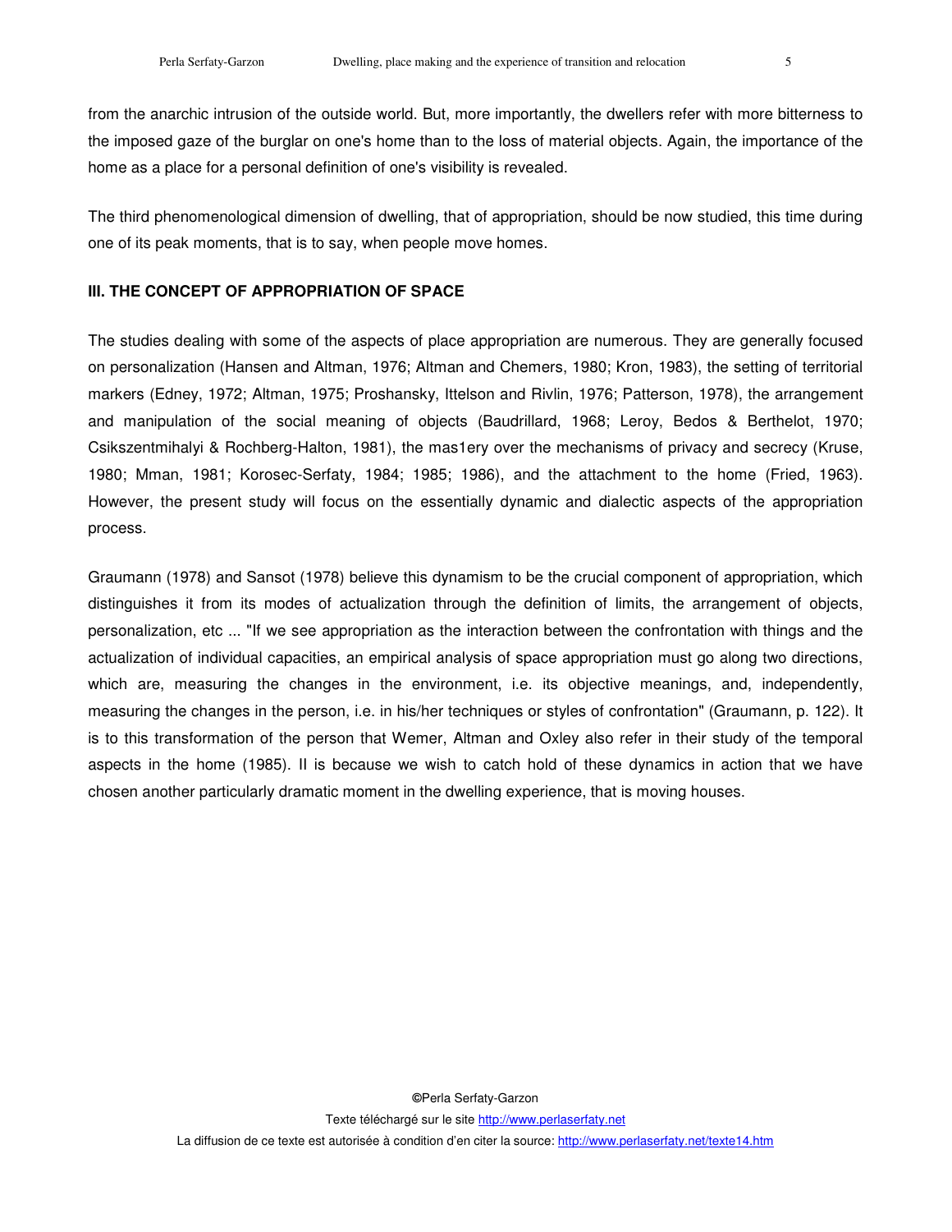from the anarchic intrusion of the outside world. But, more importantly, the dwellers refer with more bitterness to the imposed gaze of the burglar on one's home than to the loss of material objects. Again, the importance of the home as a place for a personal definition of one's visibility is revealed.

The third phenomenological dimension of dwelling, that of appropriation, should be now studied, this time during one of its peak moments, that is to say, when people move homes.

### III. THE CONCEPT OF APPROPRIATION OF SPACE

The studies dealing with some of the aspects of place appropriation are numerous. They are generally focused on personalization (Hansen and Altman, 1976; Altman and Chemers, 1980; Kron, 1983), the setting of territorial markers (Edney, 1972; Altman, 1975; Proshansky, Ittelson and Rivlin, 1976; Patterson, 1978), the arrangement and manipulation of the social meaning of objects (Baudrillard, 1968; Leroy, Bedos & Berthelot, 1970; Csikszentmihalyi & Rochberg-Halton, 1981), the mas1ery over the mechanisms of privacy and secrecy (Kruse, 1980; Mman, 1981; Korosec-Serfaty, 1984; 1985; 1986), and the attachment to the home (Fried, 1963). However, the present study will focus on the essentially dynamic and dialectic aspects of the appropriation process.

Graumann (1978) and Sansot (1978) believe this dynamism to be the crucial component of appropriation, which distinguishes it from its modes of actualization through the definition of limits, the arrangement of objects, personalization, etc ... "If we see appropriation as the interaction between the confrontation with things and the actualization of individual capacities, an empirical analysis of space appropriation must go along two directions, which are, measuring the changes in the environment, i.e. its objective meanings, and, independently, measuring the changes in the person, i.e. in his/her techniques or styles of confrontation" (Graumann, p. 122). It is to this transformation of the person that Wemer, Altman and Oxley also refer in their study of the temporal aspects in the home (1985). II is because we wish to catch hold of these dynamics in action that we have chosen another particularly dramatic moment in the dwelling experience, that is moving houses.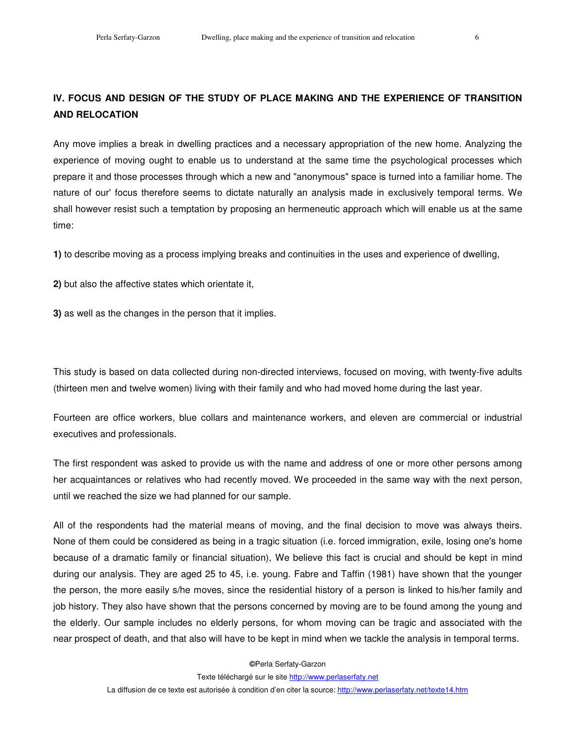## IV. FOCUS AND DESIGN OF THE STUDY OF PLACE MAKING AND THE EXPERIENCE OF TRANSITION AND RELOCATION

Any move implies a break in dwelling practices and a necessary appropriation of the new home. Analyzing the experience of moving ought to enable us to understand at the same time the psychological processes which prepare it and those processes through which a new and "anonymous" space is turned into a familiar home. The nature of our' focus therefore seems to dictate naturally an analysis made in exclusively temporal terms. We shall however resist such a temptation by proposing an hermeneutic approach which will enable us at the same time:

**1)** to describe moving as a process implying breaks and continuities in the uses and experience of dwelling,

**2)** but also the affective states which orientate it,

**3)** as well as the changes in the person that it implies.

This study is based on data collected during non-directed interviews, focused on moving, with twenty-five adults (thirteen men and twelve women) living with their family and who had moved home during the last year.

Fourteen are office workers, blue collars and maintenance workers, and eleven are commercial or industrial executives and professionals.

The first respondent was asked to provide us with the name and address of one or more other persons among her acquaintances or relatives who had recently moved. We proceeded in the same way with the next person, until we reached the size we had planned for our sample.

All of the respondents had the material means of moving, and the final decision to move was always theirs. None of them could be considered as being in a tragic situation (i.e. forced immigration, exile, losing one's home because of a dramatic family or financial situation), We believe this fact is crucial and should be kept in mind during our analysis. They are aged 25 to 45, i.e. young. Fabre and Taffin (1981) have shown that the younger the person, the more easily s/he moves, since the residential history of a person is linked to his/her family and job history. They also have shown that the persons concerned by moving are to be found among the young and the elderly. Our sample includes no elderly persons, for whom moving can be tragic and associated with the near prospect of death, and that also will have to be kept in mind when we tackle the analysis in temporal terms.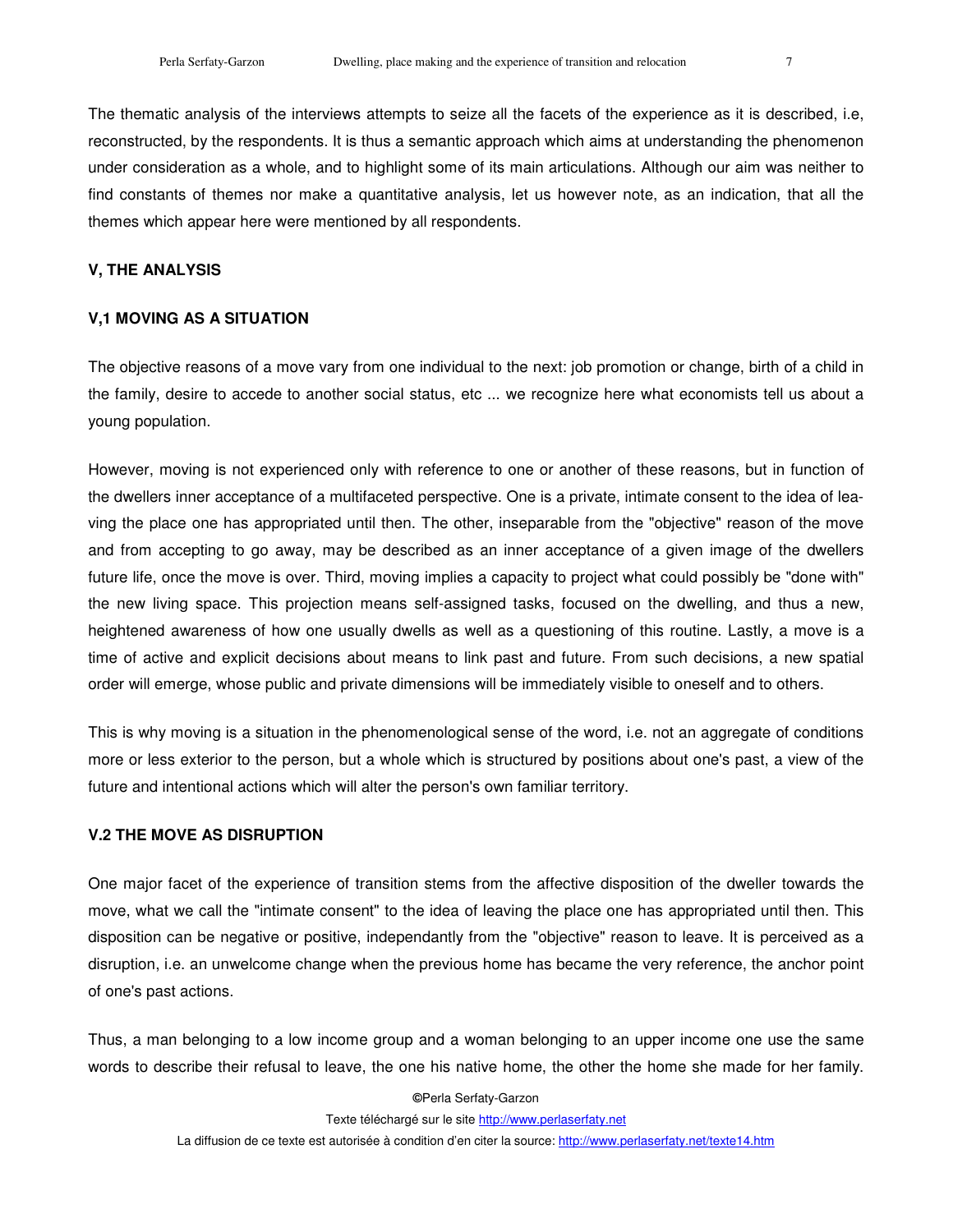The thematic analysis of the interviews attempts to seize all the facets of the experience as it is described, i.e, reconstructed, by the respondents. It is thus a semantic approach which aims at understanding the phenomenon under consideration as a whole, and to highlight some of its main articulations. Although our aim was neither to find constants of themes nor make a quantitative analysis, let us however note, as an indication, that all the themes which appear here were mentioned by all respondents.

## V, THE ANALYSIS

### V,1 MOVING AS A SITUATION

The objective reasons of a move vary from one individual to the next: job promotion or change, birth of a child in the family, desire to accede to another social status, etc ... we recognize here what economists tell us about a young population.

However, moving is not experienced only with reference to one or another of these reasons, but in function of the dwellers inner acceptance of a multifaceted perspective. One is a private, intimate consent to the idea of leaving the place one has appropriated until then. The other, inseparable from the "objective" reason of the move and from accepting to go away, may be described as an inner acceptance of a given image of the dwellers future life, once the move is over. Third, moving implies a capacity to project what could possibly be "done with" the new living space. This projection means self-assigned tasks, focused on the dwelling, and thus a new, heightened awareness of how one usually dwells as well as a questioning of this routine. Lastly, a move is a time of active and explicit decisions about means to link past and future. From such decisions, a new spatial order will emerge, whose public and private dimensions will be immediately visible to oneself and to others.

This is why moving is a situation in the phenomenological sense of the word, i.e. not an aggregate of conditions more or less exterior to the person, but a whole which is structured by positions about one's past, a view of the future and intentional actions which will alter the person's own familiar territory.

### V.2 THE MOVE AS DISRUPTION

One major facet of the experience of transition stems from the affective disposition of the dweller towards the move, what we call the "intimate consent" to the idea of leaving the place one has appropriated until then. This disposition can be negative or positive, independantly from the "objective" reason to leave. It is perceived as a disruption, i.e. an unwelcome change when the previous home has became the very reference, the anchor point of one's past actions.

Thus, a man belonging to a low income group and a woman belonging to an upper income one use the same words to describe their refusal to leave, the one his native home, the other the home she made for her family.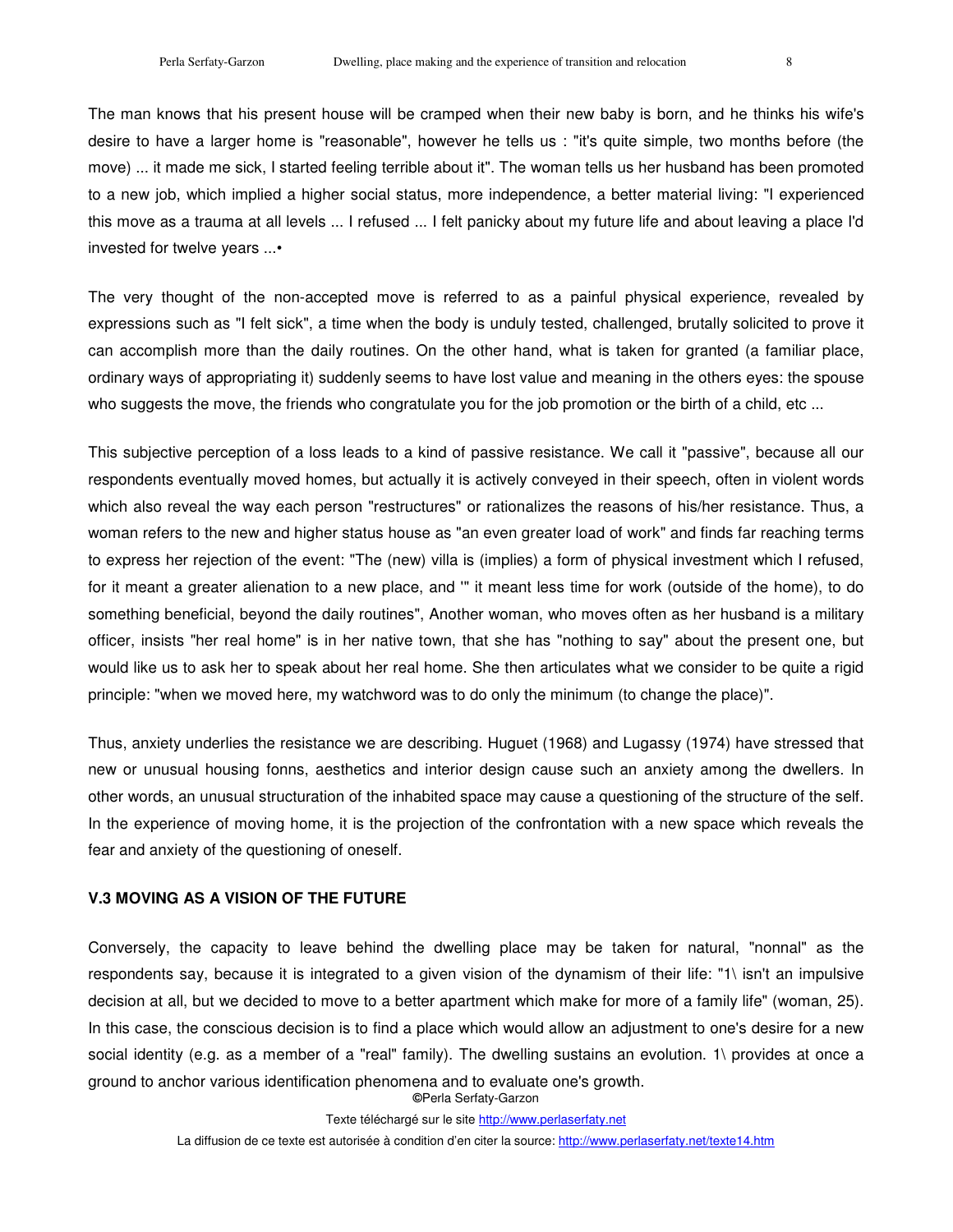The man knows that his present house will be cramped when their new baby is born, and he thinks his wife's desire to have a larger home is "reasonable", however he tells us : "it's quite simple, two months before (the move) ... it made me sick, I started feeling terrible about it". The woman tells us her husband has been promoted to a new job, which implied a higher social status, more independence, a better material living: "I experienced this move as a trauma at all levels ... I refused ... I felt panicky about my future life and about leaving a place I'd invested for twelve years ...•

The very thought of the non-accepted move is referred to as a painful physical experience, revealed by expressions such as "I felt sick", a time when the body is unduly tested, challenged, brutally solicited to prove it can accomplish more than the daily routines. On the other hand, what is taken for granted (a familiar place, ordinary ways of appropriating it) suddenly seems to have lost value and meaning in the others eyes: the spouse who suggests the move, the friends who congratulate you for the job promotion or the birth of a child, etc ...

This subjective perception of a loss leads to a kind of passive resistance. We call it "passive", because all our respondents eventually moved homes, but actually it is actively conveyed in their speech, often in violent words which also reveal the way each person "restructures" or rationalizes the reasons of his/her resistance. Thus, a woman refers to the new and higher status house as "an even greater load of work" and finds far reaching terms to express her rejection of the event: "The (new) villa is (implies) a form of physical investment which I refused, for it meant a greater alienation to a new place, and '" it meant less time for work (outside of the home), to do something beneficial, beyond the daily routines", Another woman, who moves often as her husband is a military officer, insists "her real home" is in her native town, that she has "nothing to say" about the present one, but would like us to ask her to speak about her real home. She then articulates what we consider to be quite a rigid principle: "when we moved here, my watchword was to do only the minimum (to change the place)".

Thus, anxiety underlies the resistance we are describing. Huguet (1968) and Lugassy (1974) have stressed that new or unusual housing fonns, aesthetics and interior design cause such an anxiety among the dwellers. In other words, an unusual structuration of the inhabited space may cause a questioning of the structure of the self. In the experience of moving home, it is the projection of the confrontation with a new space which reveals the fear and anxiety of the questioning of oneself.

### V.3 MOVING AS A VISION OF THE FUTURE

Conversely, the capacity to leave behind the dwelling place may be taken for natural, "nonnal" as the respondents say, because it is integrated to a given vision of the dynamism of their life: "1\ isn't an impulsive decision at all, but we decided to move to a better apartment which make for more of a family life" (woman, 25). In this case, the conscious decision is to find a place which would allow an adjustment to one's desire for a new social identity (e.g. as a member of a "real" family). The dwelling sustains an evolution. 1\ provides at once a ground to anchor various identification phenomena and to evaluate one's growth.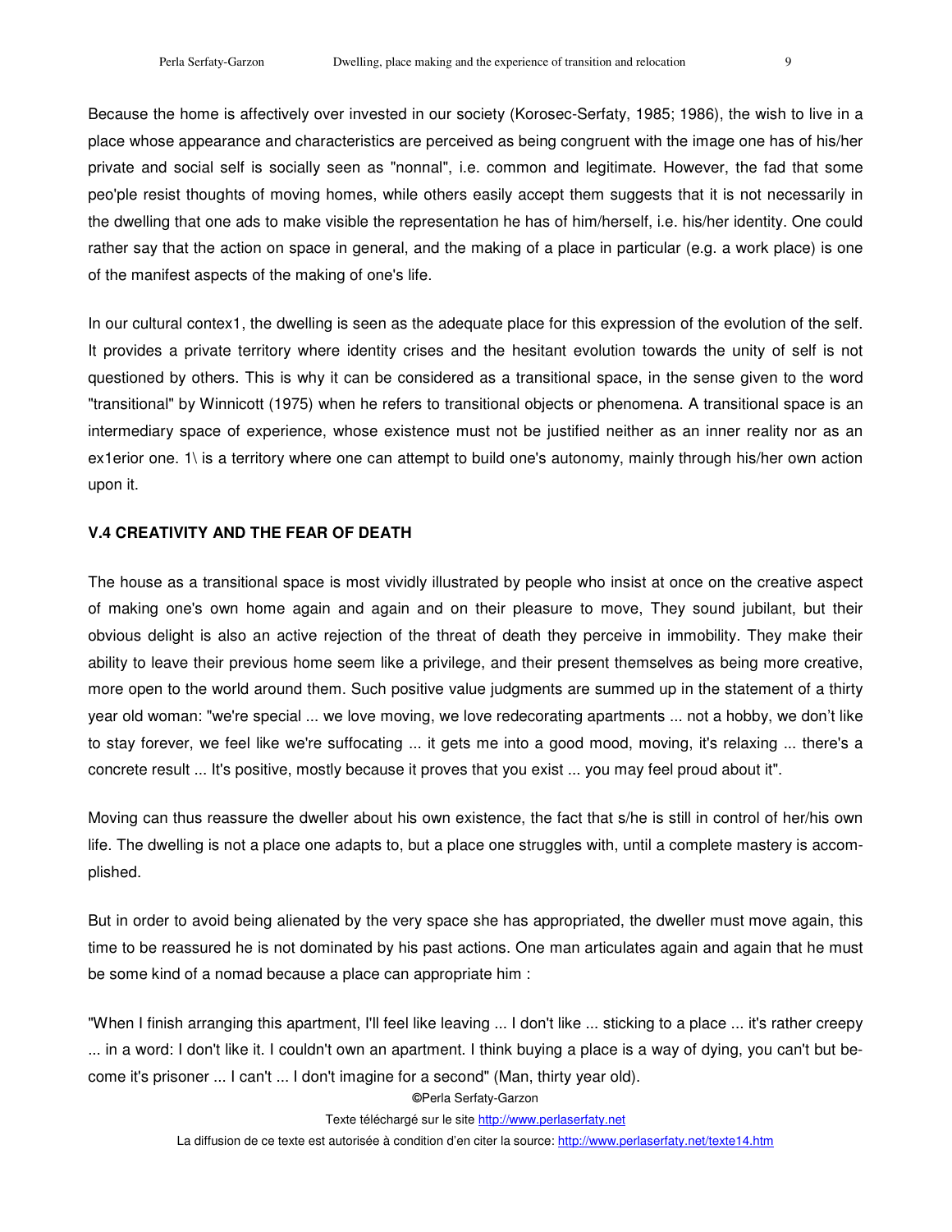Because the home is affectively over invested in our society (Korosec-Serfaty, 1985; 1986), the wish to live in a place whose appearance and characteristics are perceived as being congruent with the image one has of his/her private and social self is socially seen as "nonnal", i.e. common and legitimate. However, the fad that some peo'ple resist thoughts of moving homes, while others easily accept them suggests that it is not necessarily in the dwelling that one ads to make visible the representation he has of him/herself, i.e. his/her identity. One could rather say that the action on space in general, and the making of a place in particular (e.g. a work place) is one of the manifest aspects of the making of one's life.

In our cultural contex1, the dwelling is seen as the adequate place for this expression of the evolution of the self. It provides a private territory where identity crises and the hesitant evolution towards the unity of self is not questioned by others. This is why it can be considered as a transitional space, in the sense given to the word "transitional" by Winnicott (1975) when he refers to transitional objects or phenomena. A transitional space is an intermediary space of experience, whose existence must not be justified neither as an inner reality nor as an ex1erior one. 1\ is a territory where one can attempt to build one's autonomy, mainly through his/her own action upon it.

### V.4 CREATIVITY AND THE FEAR OF DEATH

The house as a transitional space is most vividly illustrated by people who insist at once on the creative aspect of making one's own home again and again and on their pleasure to move, They sound jubilant, but their obvious delight is also an active rejection of the threat of death they perceive in immobility. They make their ability to leave their previous home seem like a privilege, and their present themselves as being more creative, more open to the world around them. Such positive value judgments are summed up in the statement of a thirty year old woman: "we're special ... we love moving, we love redecorating apartments ... not a hobby, we don't like to stay forever, we feel like we're suffocating ... it gets me into a good mood, moving, it's relaxing ... there's a concrete result ... It's positive, mostly because it proves that you exist ... you may feel proud about it".

Moving can thus reassure the dweller about his own existence, the fact that s/he is still in control of her/his own life. The dwelling is not a place one adapts to, but a place one struggles with, until a complete mastery is accomplished.

But in order to avoid being alienated by the very space she has appropriated, the dweller must move again, this time to be reassured he is not dominated by his past actions. One man articulates again and again that he must be some kind of a nomad because a place can appropriate him :

"When I finish arranging this apartment, I'll feel like leaving ... I don't like ... sticking to a place ... it's rather creepy ... in a word: I don't like it. I couldn't own an apartment. I think buying a place is a way of dying, you can't but become it's prisoner ... I can't ... I don't imagine for a second" (Man, thirty year old).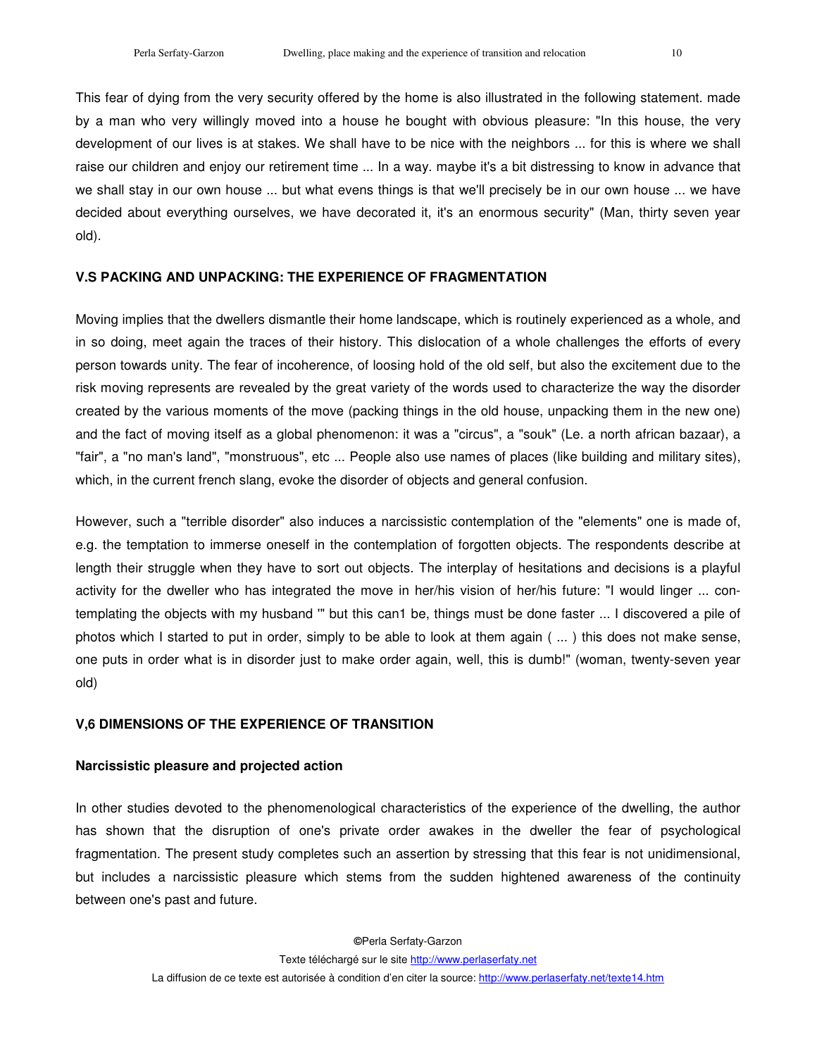This fear of dying from the very security offered by the home is also illustrated in the following statement. made by a man who very willingly moved into a house he bought with obvious pleasure: "In this house, the very development of our lives is at stakes. We shall have to be nice with the neighbors ... for this is where we shall raise our children and enjoy our retirement time ... In a way. maybe it's a bit distressing to know in advance that we shall stay in our own house ... but what evens things is that we'll precisely be in our own house ... we have decided about everything ourselves, we have decorated it, it's an enormous security" (Man, thirty seven year old).

### V.S PACKING AND UNPACKING: THE EXPERIENCE OF FRAGMENTATION

Moving implies that the dwellers dismantle their home landscape, which is routinely experienced as a whole, and in so doing, meet again the traces of their history. This dislocation of a whole challenges the efforts of every person towards unity. The fear of incoherence, of loosing hold of the old self, but also the excitement due to the risk moving represents are revealed by the great variety of the words used to characterize the way the disorder created by the various moments of the move (packing things in the old house, unpacking them in the new one) and the fact of moving itself as a global phenomenon: it was a "circus", a "souk" (Le. a north african bazaar), a "fair", a "no man's land", "monstruous", etc ... People also use names of places (like building and military sites), which, in the current french slang, evoke the disorder of objects and general confusion.

However, such a "terrible disorder" also induces a narcissistic contemplation of the "elements" one is made of, e.g. the temptation to immerse oneself in the contemplation of forgotten objects. The respondents describe at length their struggle when they have to sort out objects. The interplay of hesitations and decisions is a playful activity for the dweller who has integrated the move in her/his vision of her/his future: "I would linger ... contemplating the objects with my husband '" but this can1 be, things must be done faster ... I discovered a pile of photos which I started to put in order, simply to be able to look at them again ( ... ) this does not make sense, one puts in order what is in disorder just to make order again, well, this is dumb!" (woman, twenty-seven year old)

### V,6 DIMENSIONS OF THE EXPERIENCE OF TRANSITION

#### Narcissistic pleasure and projected action

In other studies devoted to the phenomenological characteristics of the experience of the dwelling, the author has shown that the disruption of one's private order awakes in the dweller the fear of psychological fragmentation. The present study completes such an assertion by stressing that this fear is not unidimensional, but includes a narcissistic pleasure which stems from the sudden hightened awareness of the continuity between one's past and future.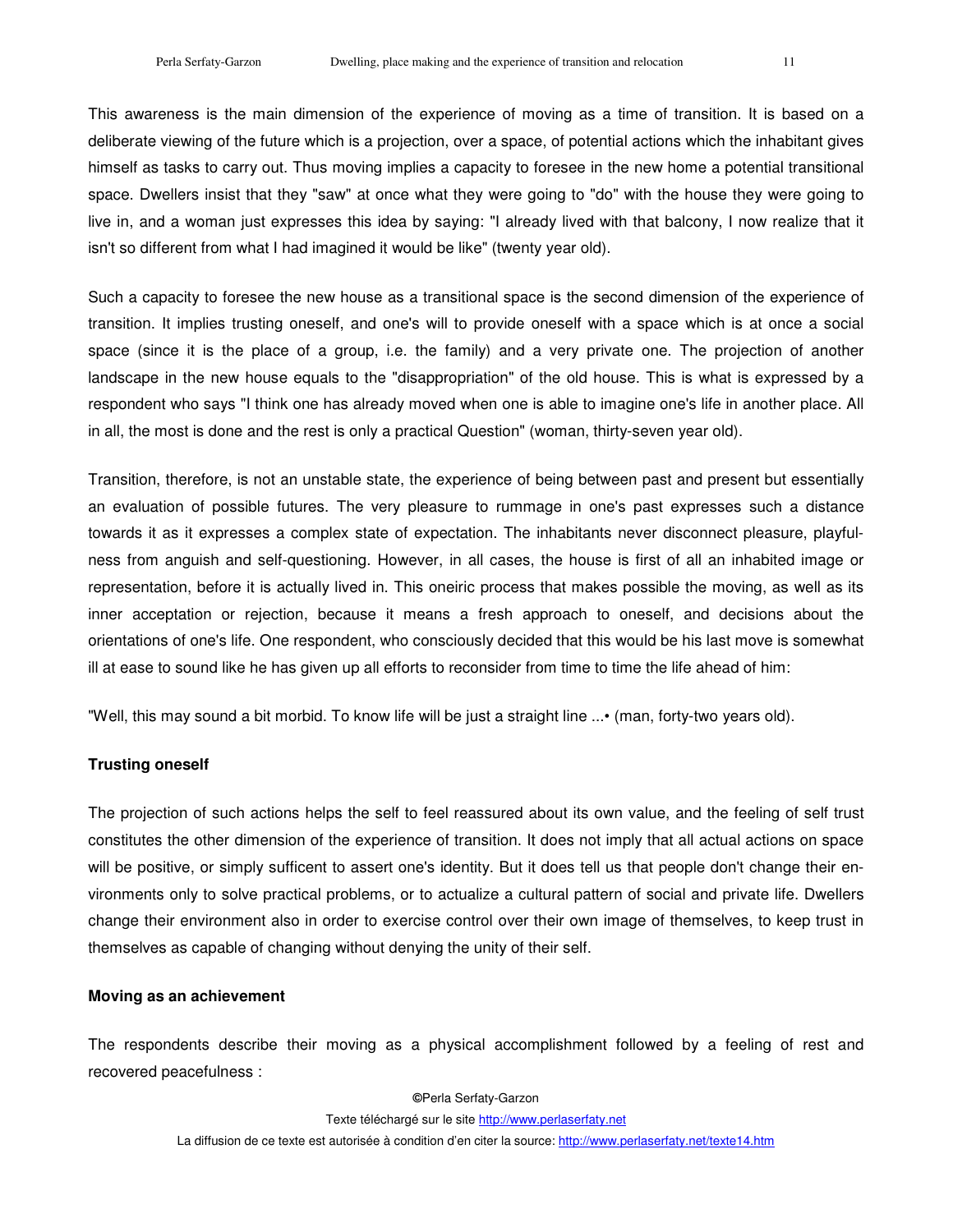This awareness is the main dimension of the experience of moving as a time of transition. It is based on a deliberate viewing of the future which is a projection, over a space, of potential actions which the inhabitant gives himself as tasks to carry out. Thus moving implies a capacity to foresee in the new home a potential transitional space. Dwellers insist that they "saw" at once what they were going to "do" with the house they were going to live in, and a woman just expresses this idea by saying: "I already lived with that balcony, I now realize that it isn't so different from what I had imagined it would be like" (twenty year old).

Such a capacity to foresee the new house as a transitional space is the second dimension of the experience of transition. It implies trusting oneself, and one's will to provide oneself with a space which is at once a social space (since it is the place of a group, i.e. the family) and a very private one. The projection of another landscape in the new house equals to the "disappropriation" of the old house. This is what is expressed by a respondent who says "I think one has already moved when one is able to imagine one's life in another place. All in all, the most is done and the rest is only a practical Question" (woman, thirty-seven year old).

Transition, therefore, is not an unstable state, the experience of being between past and present but essentially an evaluation of possible futures. The very pleasure to rummage in one's past expresses such a distance towards it as it expresses a complex state of expectation. The inhabitants never disconnect pleasure, playfulness from anguish and self-questioning. However, in all cases, the house is first of all an inhabited image or representation, before it is actually lived in. This oneiric process that makes possible the moving, as well as its inner acceptation or rejection, because it means a fresh approach to oneself, and decisions about the orientations of one's life. One respondent, who consciously decided that this would be his last move is somewhat ill at ease to sound like he has given up all efforts to reconsider from time to time the life ahead of him:

"Well, this may sound a bit morbid. To know life will be just a straight line ...• (man, forty-two years old).

**Trusting oneself**

The projection of such actions helps the self to feel reassured about its own value, and the feeling of self trust constitutes the other dimension of the experience of transition. It does not imply that all actual actions on space will be positive, or simply sufficent to assert one's identity. But it does tell us that people don't change their environments only to solve practical problems, or to actualize a cultural pattern of social and private life. Dwellers change their environment also in order to exercise control over their own image of themselves, to keep trust in themselves as capable of changing without denying the unity of their self.

**Moving as an achievement**

The respondents describe their moving as a physical accomplishment followed by a feeling of rest and recovered peacefulness :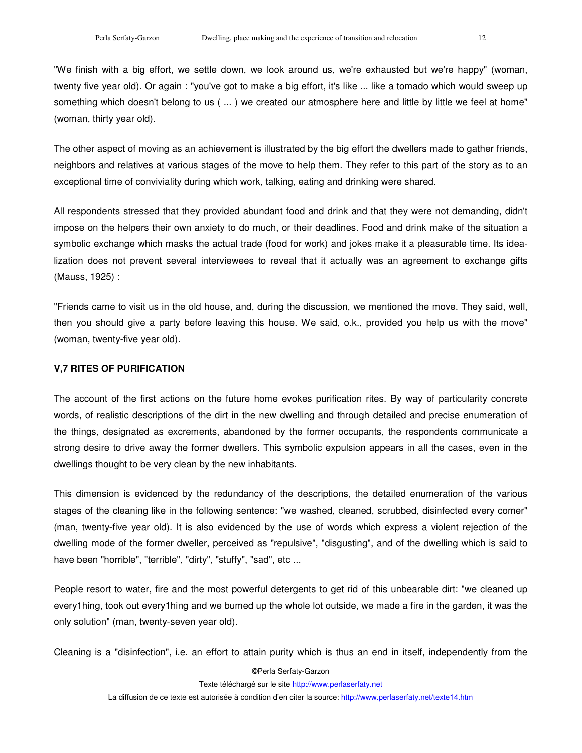"We finish with a big effort, we settle down, we look around us, we're exhausted but we're happy" (woman, twenty five year old). Or again : "you've got to make a big effort, it's like ... like a tomado which would sweep up something which doesn't belong to us ( ... ) we created our atmosphere here and little by little we feel at home" (woman, thirty year old).

The other aspect of moving as an achievement is illustrated by the big effort the dwellers made to gather friends, neighbors and relatives at various stages of the move to help them. They refer to this part of the story as to an exceptional time of conviviality during which work, talking, eating and drinking were shared.

All respondents stressed that they provided abundant food and drink and that they were not demanding, didn't impose on the helpers their own anxiety to do much, or their deadlines. Food and drink make of the situation a symbolic exchange which masks the actual trade (food for work) and jokes make it a pleasurable time. Its idealization does not prevent several interviewees to reveal that it actually was an agreement to exchange gifts (Mauss, 1925) :

"Friends came to visit us in the old house, and, during the discussion, we mentioned the move. They said, well, then you should give a party before leaving this house. We said, o.k., provided you help us with the move" (woman, twenty-five year old).

### V,7 RITES OF PURIFICATION

The account of the first actions on the future home evokes purification rites. By way of particularity concrete words, of realistic descriptions of the dirt in the new dwelling and through detailed and precise enumeration of the things, designated as excrements, abandoned by the former occupants, the respondents communicate a strong desire to drive away the former dwellers. This symbolic expulsion appears in all the cases, even in the dwellings thought to be very clean by the new inhabitants.

This dimension is evidenced by the redundancy of the descriptions, the detailed enumeration of the various stages of the cleaning like in the following sentence: "we washed, cleaned, scrubbed, disinfected every comer" (man, twenty-five year old). It is also evidenced by the use of words which express a violent rejection of the dwelling mode of the former dweller, perceived as "repulsive", "disgusting", and of the dwelling which is said to have been "horrible", "terrible", "dirty", "stuffy", "sad", etc ...

People resort to water, fire and the most powerful detergents to get rid of this unbearable dirt: "we cleaned up every1hing, took out every1hing and we bumed up the whole lot outside, we made a fire in the garden, it was the only solution" (man, twenty-seven year old).

Cleaning is a "disinfection", i.e. an effort to attain purity which is thus an end in itself, independently from the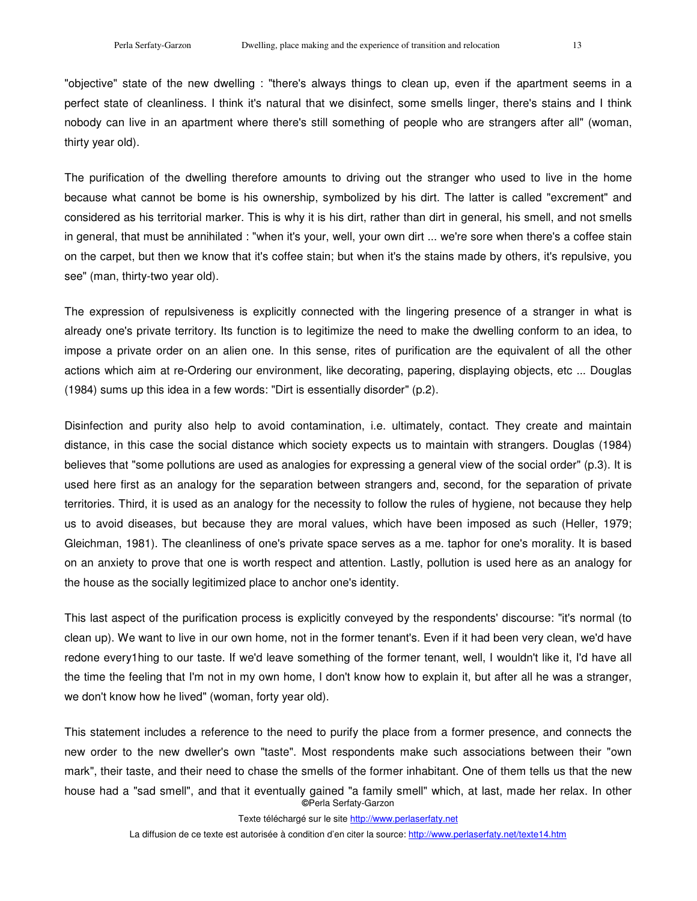"objective" state of the new dwelling : "there's always things to clean up, even if the apartment seems in a perfect state of cleanliness. I think it's natural that we disinfect, some smells linger, there's stains and I think nobody can live in an apartment where there's still something of people who are strangers after all" (woman, thirty year old).

The purification of the dwelling therefore amounts to driving out the stranger who used to live in the home because what cannot be bome is his ownership, symbolized by his dirt. The latter is called "excrement" and considered as his territorial marker. This is why it is his dirt, rather than dirt in general, his smell, and not smells in general, that must be annihilated : "when it's your, well, your own dirt ... we're sore when there's a coffee stain on the carpet, but then we know that it's coffee stain; but when it's the stains made by others, it's repulsive, you see" (man, thirty-two year old).

The expression of repulsiveness is explicitly connected with the lingering presence of a stranger in what is already one's private territory. Its function is to legitimize the need to make the dwelling conform to an idea, to impose a private order on an alien one. In this sense, rites of purification are the equivalent of all the other actions which aim at re-Ordering our environment, like decorating, papering, displaying objects, etc ... Douglas (1984) sums up this idea in a few words: "Dirt is essentially disorder" (p.2).

Disinfection and purity also help to avoid contamination, i.e. ultimately, contact. They create and maintain distance, in this case the social distance which society expects us to maintain with strangers. Douglas (1984) believes that "some pollutions are used as analogies for expressing a general view of the social order" (p.3). It is used here first as an analogy for the separation between strangers and, second, for the separation of private territories. Third, it is used as an analogy for the necessity to follow the rules of hygiene, not because they help us to avoid diseases, but because they are moral values, which have been imposed as such (Heller, 1979; Gleichman, 1981). The cleanliness of one's private space serves as a me. taphor for one's morality. It is based on an anxiety to prove that one is worth respect and attention. Lastly, pollution is used here as an analogy for the house as the socially legitimized place to anchor one's identity.

This last aspect of the purification process is explicitly conveyed by the respondents' discourse: "it's normal (to clean up). We want to live in our own home, not in the former tenant's. Even if it had been very clean, we'd have redone every1hing to our taste. If we'd leave something of the former tenant, well, I wouldn't like it, I'd have all the time the feeling that I'm not in my own home, I don't know how to explain it, but after all he was a stranger, we don't know how he lived" (woman, forty year old).

This statement includes a reference to the need to purify the place from a former presence, and connects the new order to the new dweller's own "taste". Most respondents make such associations between their "own mark", their taste, and their need to chase the smells of the former inhabitant. One of them tells us that the new house had a "sad smell", and that it eventually gained "a family smell" which, at last, made her relax. In other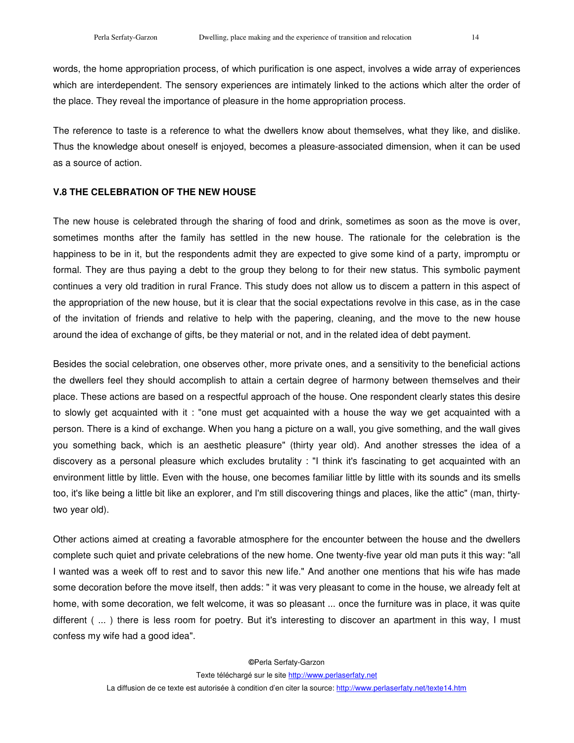words, the home appropriation process, of which purification is one aspect, involves a wide array of experiences which are interdependent. The sensory experiences are intimately linked to the actions which alter the order of the place. They reveal the importance of pleasure in the home appropriation process.

The reference to taste is a reference to what the dwellers know about themselves, what they like, and dislike. Thus the knowledge about oneself is enjoyed, becomes a pleasure-associated dimension, when it can be used as a source of action.

### V.8 THE CELEBRATION OF THE NEW HOUSE

The new house is celebrated through the sharing of food and drink, sometimes as soon as the move is over, sometimes months after the family has settled in the new house. The rationale for the celebration is the happiness to be in it, but the respondents admit they are expected to give some kind of a party, impromptu or formal. They are thus paying a debt to the group they belong to for their new status. This symbolic payment continues a very old tradition in rural France. This study does not allow us to discem a pattern in this aspect of the appropriation of the new house, but it is clear that the social expectations revolve in this case, as in the case of the invitation of friends and relative to help with the papering, cleaning, and the move to the new house around the idea of exchange of gifts, be they material or not, and in the related idea of debt payment.

Besides the social celebration, one observes other, more private ones, and a sensitivity to the beneficial actions the dwellers feel they should accomplish to attain a certain degree of harmony between themselves and their place. These actions are based on a respectful approach of the house. One respondent clearly states this desire to slowly get acquainted with it : "one must get acquainted with a house the way we get acquainted with a person. There is a kind of exchange. When you hang a picture on a wall, you give something, and the wall gives you something back, which is an aesthetic pleasure" (thirty year old). And another stresses the idea of a discovery as a personal pleasure which excludes brutality : "I think it's fascinating to get acquainted with an environment little by little. Even with the house, one becomes familiar little by little with its sounds and its smells too, it's like being a little bit like an explorer, and I'm still discovering things and places, like the attic" (man, thirty-two year old).

Other actions aimed at creating a favorable atmosphere for the encounter between the house and the dwellers complete such quiet and private celebrations of the new home. One twenty-five year old man puts it this way: "all I wanted was a week off to rest and to savor this new life." And another one mentions that his wife has made some decoration before the move itself, then adds: " it was very pleasant to come in the house, we already felt at home, with some decoration, we felt welcome, it was so pleasant ... once the furniture was in place, it was quite different ( ... ) there is less room for poetry. But it's interesting to discover an apartment in this way, I must confess my wife had a good idea".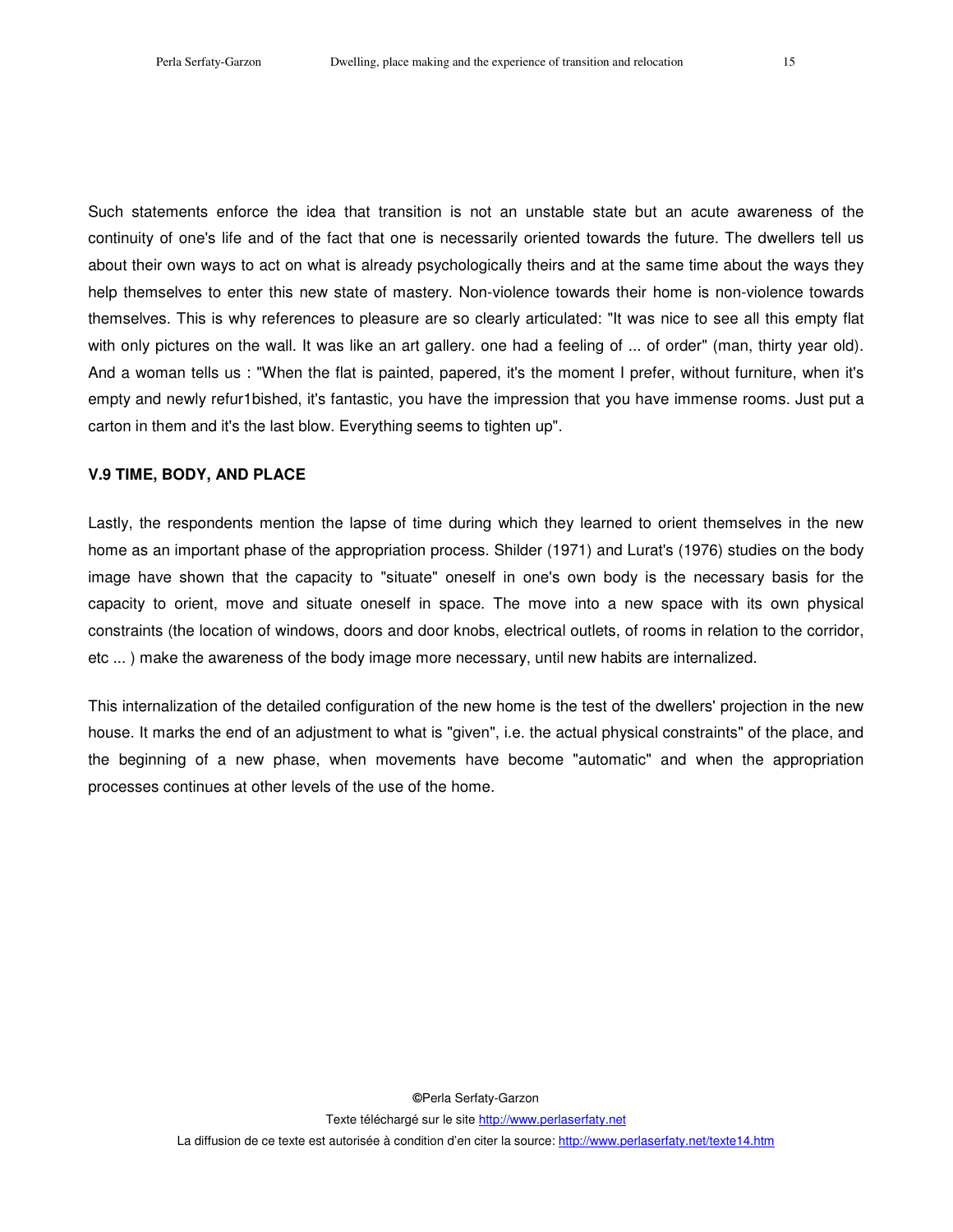Such statements enforce the idea that transition is not an unstable state but an acute awareness of the continuity of one's life and of the fact that one is necessarily oriented towards the future. The dwellers tell us about their own ways to act on what is already psychologically theirs and at the same time about the ways they help themselves to enter this new state of mastery. Non-violence towards their home is non-violence towards themselves. This is why references to pleasure are so clearly articulated: "It was nice to see all this empty flat with only pictures on the wall. It was like an art gallery. one had a feeling of ... of order" (man, thirty year old). And a woman tells us : "When the flat is painted, papered, it's the moment I prefer, without furniture, when it's empty and newly refur1bished, it's fantastic, you have the impression that you have immense rooms. Just put a carton in them and it's the last blow. Everything seems to tighten up".

## V.9 TIME, BODY, AND PLACE

Lastly, the respondents mention the lapse of time during which they learned to orient themselves in the new home as an important phase of the appropriation process. Shilder (1971) and Lurat's (1976) studies on the body image have shown that the capacity to "situate" oneself in one's own body is the necessary basis for the capacity to orient, move and situate oneself in space. The move into a new space with its own physical constraints (the location of windows, doors and door knobs, electrical outlets, of rooms in relation to the corridor, etc ... ) make the awareness of the body image more necessary, until new habits are internalized.

This internalization of the detailed configuration of the new home is the test of the dwellers' projection in the new house. It marks the end of an adjustment to what is "given", i.e. the actual physical constraints" of the place, and the beginning of a new phase, when movements have become "automatic" and when the appropriation processes continues at other levels of the use of the home.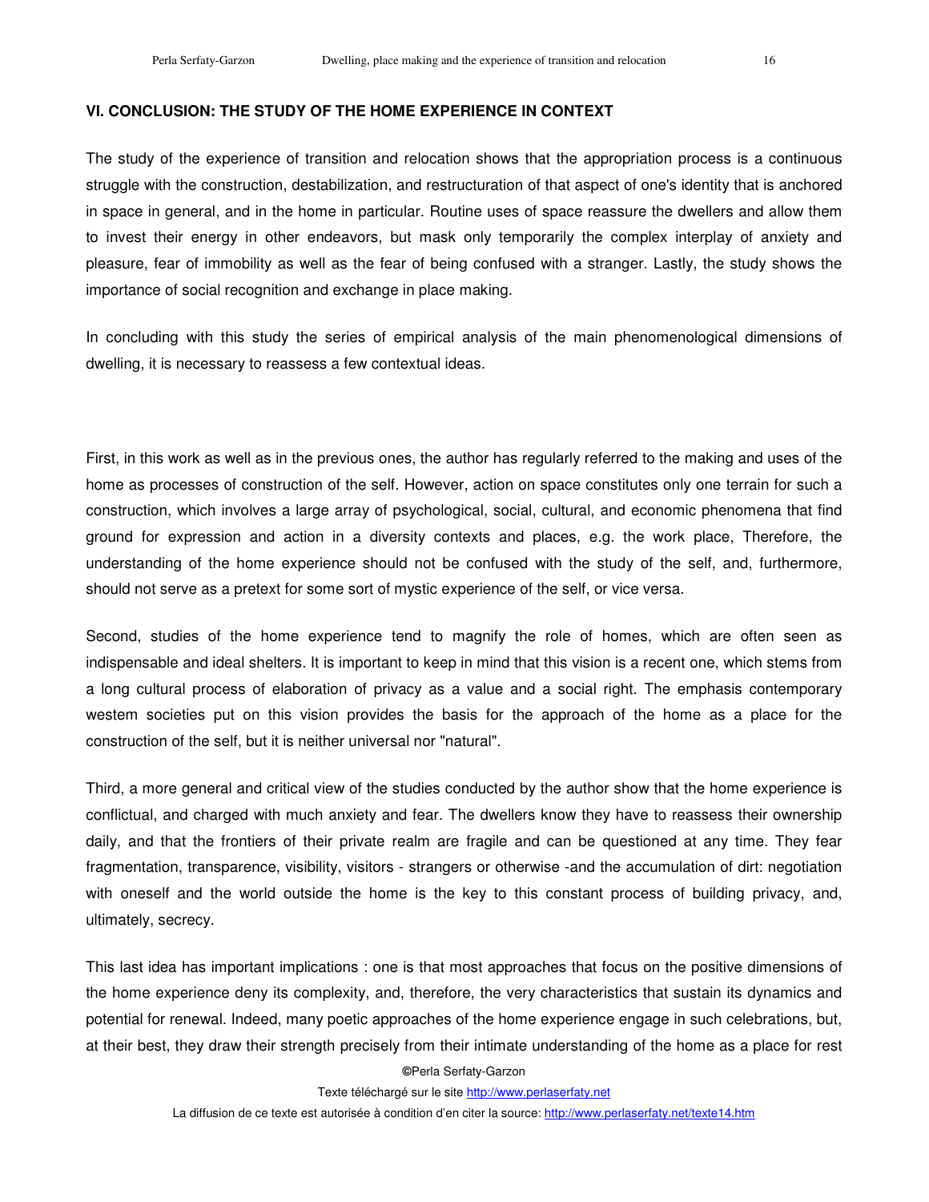## VI. CONCLUSION: THE STUDY OF THE HOME EXPERIENCE IN CONTEXT

The study of the experience of transition and relocation shows that the appropriation process is a continuous struggle with the construction, destabilization, and restructuration of that aspect of one's identity that is anchored in space in general, and in the home in particular. Routine uses of space reassure the dwellers and allow them to invest their energy in other endeavors, but mask only temporarily the complex interplay of anxiety and pleasure, fear of immobility as well as the fear of being confused with a stranger. Lastly, the study shows the importance of social recognition and exchange in place making.

In concluding with this study the series of empirical analysis of the main phenomenological dimensions of dwelling, it is necessary to reassess a few contextual ideas.

First, in this work as well as in the previous ones, the author has regularly referred to the making and uses of the home as processes of construction of the self. However, action on space constitutes only one terrain for such a construction, which involves a large array of psychological, social, cultural, and economic phenomena that find ground for expression and action in a diversity contexts and places, e.g. the work place, Therefore, the understanding of the home experience should not be confused with the study of the self, and, furthermore, should not serve as a pretext for some sort of mystic experience of the self, or vice versa.

Second, studies of the home experience tend to magnify the role of homes, which are often seen as indispensable and ideal shelters. It is important to keep in mind that this vision is a recent one, which stems from a long cultural process of elaboration of privacy as a value and a social right. The emphasis contemporary westem societies put on this vision provides the basis for the approach of the home as a place for the construction of the self, but it is neither universal nor "natural".

Third, a more general and critical view of the studies conducted by the author show that the home experience is conflictual, and charged with much anxiety and fear. The dwellers know they have to reassess their ownership daily, and that the frontiers of their private realm are fragile and can be questioned at any time. They fear fragmentation, transparence, visibility, visitors - strangers or otherwise -and the accumulation of dirt: negotiation with oneself and the world outside the home is the key to this constant process of building privacy, and, ultimately, secrecy.

This last idea has important implications : one is that most approaches that focus on the positive dimensions of the home experience deny its complexity, and, therefore, the very characteristics that sustain its dynamics and potential for renewal. Indeed, many poetic approaches of the home experience engage in such celebrations, but, at their best, they draw their strength precisely from their intimate understanding of the home as a place for rest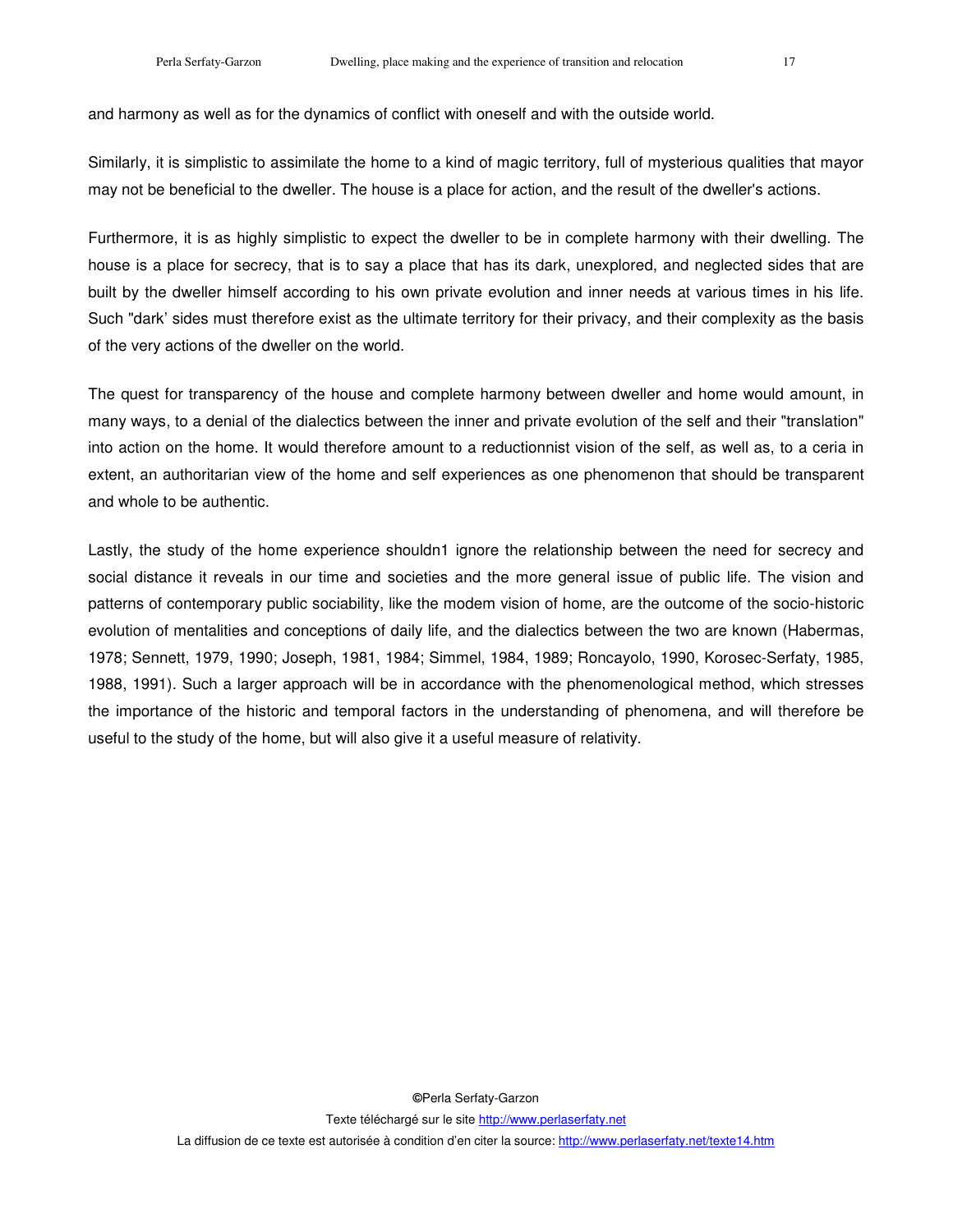and harmony as well as for the dynamics of conflict with oneself and with the outside world.

Similarly, it is simplistic to assimilate the home to a kind of magic territory, full of mysterious qualities that mayor may not be beneficial to the dweller. The house is a place for action, and the result of the dweller's actions.

Furthermore, it is as highly simplistic to expect the dweller to be in complete harmony with their dwelling. The house is a place for secrecy, that is to say a place that has its dark, unexplored, and neglected sides that are built by the dweller himself according to his own private evolution and inner needs at various times in his life. Such "dark' sides must therefore exist as the ultimate territory for their privacy, and their complexity as the basis of the very actions of the dweller on the world.

The quest for transparency of the house and complete harmony between dweller and home would amount, in many ways, to a denial of the dialectics between the inner and private evolution of the self and their "translation" into action on the home. It would therefore amount to a reductionnist vision of the self, as well as, to a ceria in extent, an authoritarian view of the home and self experiences as one phenomenon that should be transparent and whole to be authentic.

Lastly, the study of the home experience shouldn1 ignore the relationship between the need for secrecy and social distance it reveals in our time and societies and the more general issue of public life. The vision and patterns of contemporary public sociability, like the modem vision of home, are the outcome of the socio-historic evolution of mentalities and conceptions of daily life, and the dialectics between the two are known (Habermas, 1978; Sennett, 1979, 1990; Joseph, 1981, 1984; Simmel, 1984, 1989; Roncayolo, 1990, Korosec-Serfaty, 1985, 1988, 1991). Such a larger approach will be in accordance with the phenomenological method, which stresses the importance of the historic and temporal factors in the understanding of phenomena, and will therefore be useful to the study of the home, but will also give it a useful measure of relativity.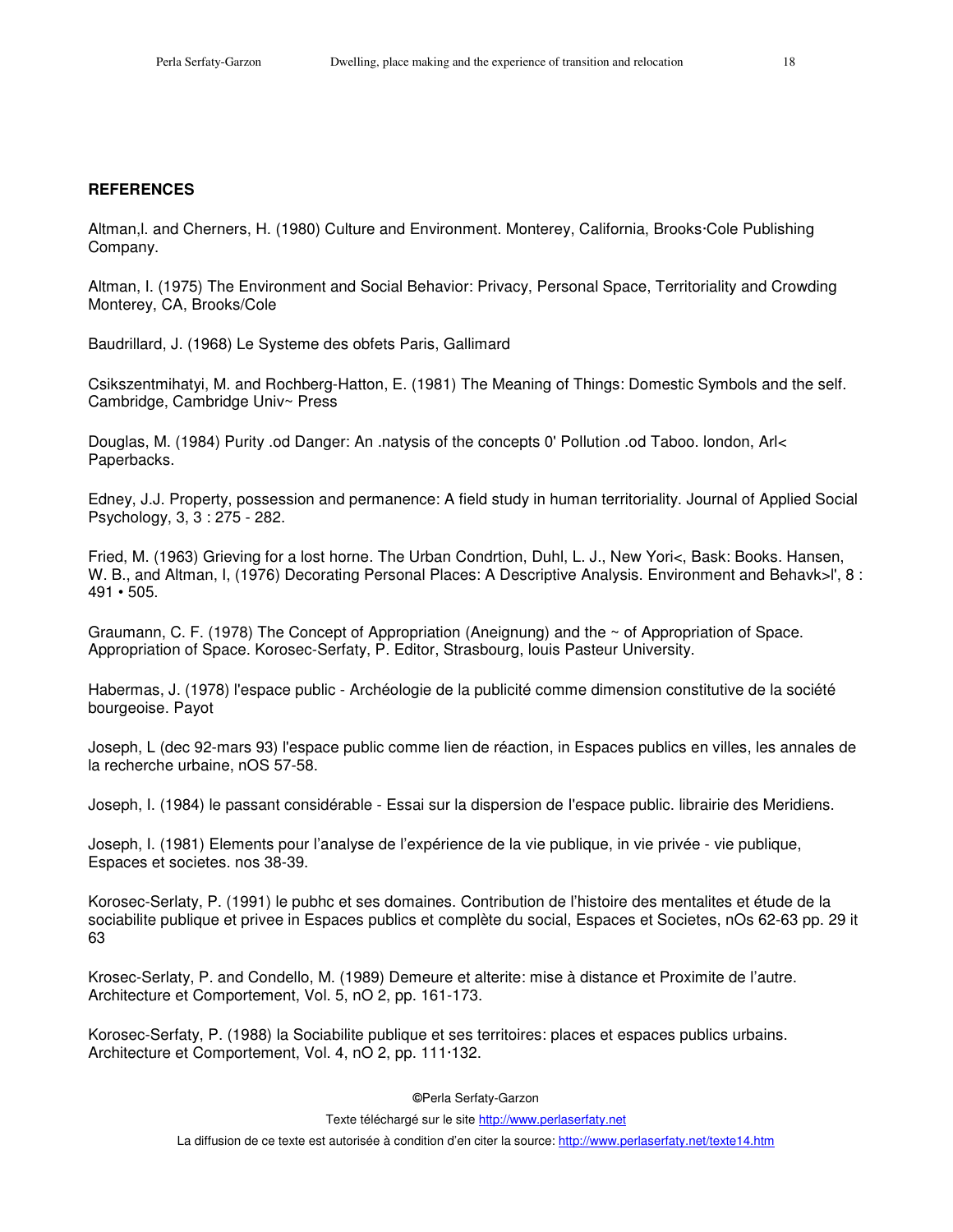**REFERENCES**

Altman,l. and Cherners, H. (1980) Culture and Environment. Monterey, California, Brooks·Cole Publishing Company.

Altman, I. (1975) The Environment and Social Behavior: Privacy, Personal Space, Territoriality and Crowding Monterey, CA, Brooks/Cole

Baudrillard, J. (1968) Le Systeme des obfets Paris, Gallimard

Csikszentmihatyi, M. and Rochberg-Hatton, E. (1981) The Meaning of Things: Domestic Symbols and the self. Cambridge, Cambridge Univ~ Press

Douglas, M. (1984) Purity .od Danger: An .natysis of the concepts 0' Pollution .od Taboo. london, Arl< Paperbacks.

Edney, J.J. Property, possession and permanence: A field study in human territoriality. Journal of Applied Social Psychology, 3, 3 : 275 - 282.

Fried, M. (1963) Grieving for a lost horne. The Urban Condrtion, Duhl, L. J., New Yori<, Bask: Books. Hansen, W. B., and Altman, I, (1976) Decorating Personal Places: A Descriptive Analysis. Environment and Behavk>l', 8 : 491 • 505.

Graumann, C. F. (1978) The Concept of Appropriation (Aneignung) and the ~ of Appropriation of Space. Appropriation of Space. Korosec-Serfaty, P. Editor, Strasbourg, louis Pasteur University.

Habermas, J. (1978) l'espace public - Archéologie de la publicité comme dimension constitutive de la société bourgeoise. Payot

Joseph, L (dec 92-mars 93) l'espace public comme lien de réaction, in Espaces publics en villes, les annales de la recherche urbaine, nOS 57-58.

Joseph, I. (1984) le passant considérable - Essai sur la dispersion de I'espace public. librairie des Meridiens.

Joseph, I. (1981) Elements pour l'analyse de l'expérience de la vie publique, in vie privée - vie publique, Espaces et societes. nos 38-39.

Korosec-Serlaty, P. (1991) le pubhc et ses domaines. Contribution de l'histoire des mentalites et étude de la sociabilite publique et privee in Espaces publics et complète du social, Espaces et Societes, nOs 62-63 pp. 29 it 63

Krosec-Serlaty, P. and Condello, M. (1989) Demeure et alterite: mise à distance et Proximite de l'autre. Architecture et Comportement, Vol. 5, nO 2, pp. 161-173.

Korosec-Serfaty, P. (1988) la Sociabilite publique et ses territoires: places et espaces publics urbains. Architecture et Comportement, Vol. 4, nO 2, pp. 111·132.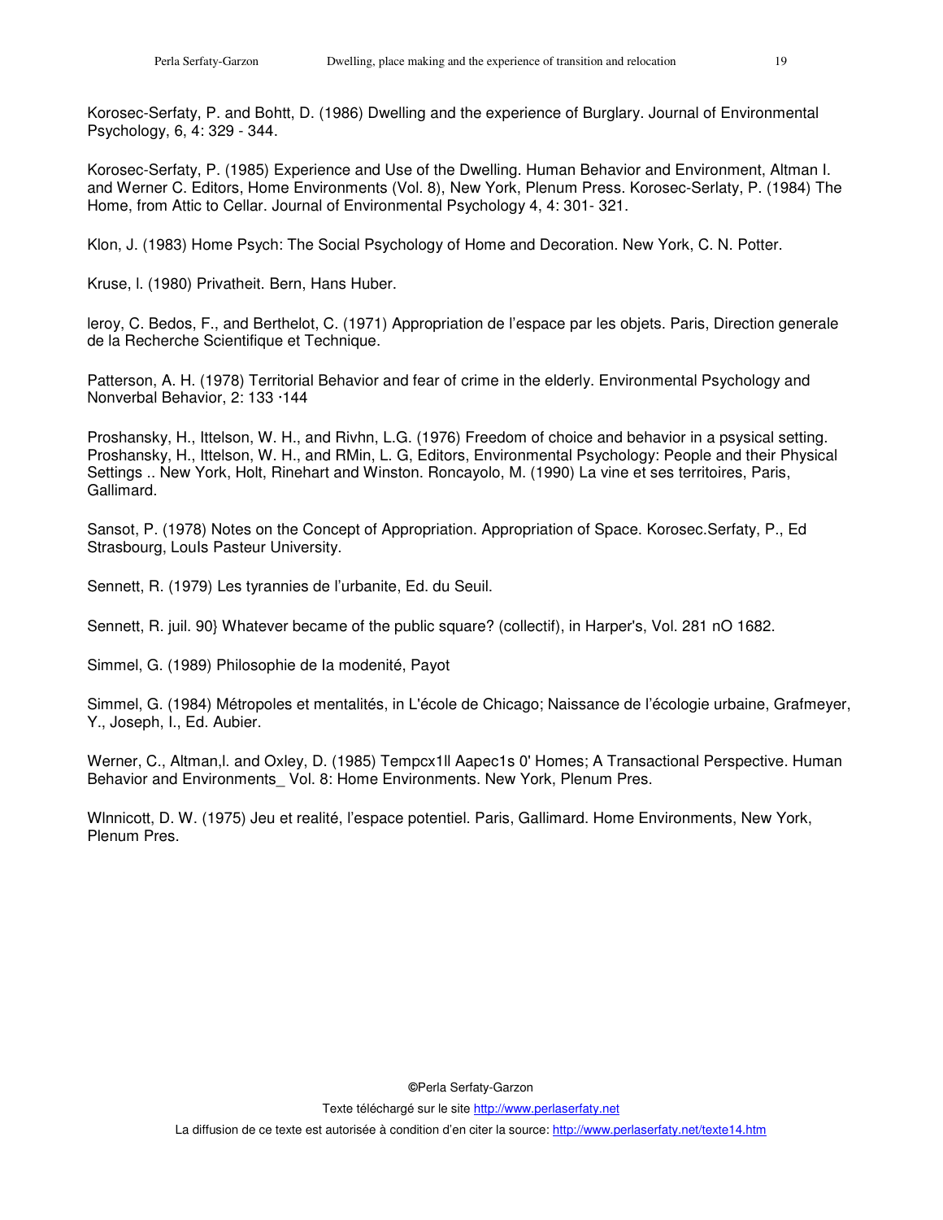Korosec-Serfaty, P. and Bohtt, D. (1986) Dwelling and the experience of Burglary. Journal of Environmental Psychology, 6, 4: 329 - 344.

Korosec-Serfaty, P. (1985) Experience and Use of the Dwelling. Human Behavior and Environment, Altman I. and Werner C. Editors, Home Environments (Vol. 8), New York, Plenum Press. Korosec-Serlaty, P. (1984) The Home, from Attic to Cellar. Journal of Environmental Psychology 4, 4: 301- 321.

Klon, J. (1983) Home Psych: The Social Psychology of Home and Decoration. New York, C. N. Potter.

Kruse, l. (1980) Privatheit. Bern, Hans Huber.

leroy, C. Bedos, F., and Berthelot, C. (1971) Appropriation de l'espace par les objets. Paris, Direction generale de la Recherche Scientifique et Technique.

Patterson, A. H. (1978) Territorial Behavior and fear of crime in the elderly. Environmental Psychology and Nonverbal Behavior, 2: 133 ·144

Proshansky, H., Ittelson, W. H., and Rivhn, L.G. (1976) Freedom of choice and behavior in a psysical setting. Proshansky, H., Ittelson, W. H., and RMin, L. G, Editors, Environmental Psychology: People and their Physical Settings .. New York, Holt, Rinehart and Winston. Roncayolo, M. (1990) La vine et ses territoires, Paris, Gallimard.

Sansot, P. (1978) Notes on the Concept of Appropriation. Appropriation of Space. Korosec.Serfaty, P., Ed Strasbourg, LouIs Pasteur University.

Sennett, R. (1979) Les tyrannies de l'urbanite, Ed. du Seuil.

Sennett, R. juil. 90} Whatever became of the public square? (collectif), in Harper's, Vol. 281 nO 1682.

Simmel, G. (1989) Philosophie de Ia modenité, Payot

Simmel, G. (1984) Métropoles et mentalités, in L'école de Chicago; Naissance de l'écologie urbaine, Grafmeyer, Y., Joseph, I., Ed. Aubier.

Werner, C., Altman,l. and Oxley, D. (1985) Tempcx1ll Aapec1s 0' Homes; A Transactional Perspective. Human Behavior and Environments_ Vol. 8: Home Environments. New York, Plenum Pres.

WInnicott, D. W. (1975) Jeu et realité, l'espace potentiel. Paris, Gallimard. Home Environments, New York, Plenum Pres.

©Perla Serfaty-Garzon

Texte téléchargé sur le site http://www.perlaserfaty.net

La diffusion de ce texte est autorisée à condition d'en citer la source: http://www.perlaserfaty.net/texte14.htm